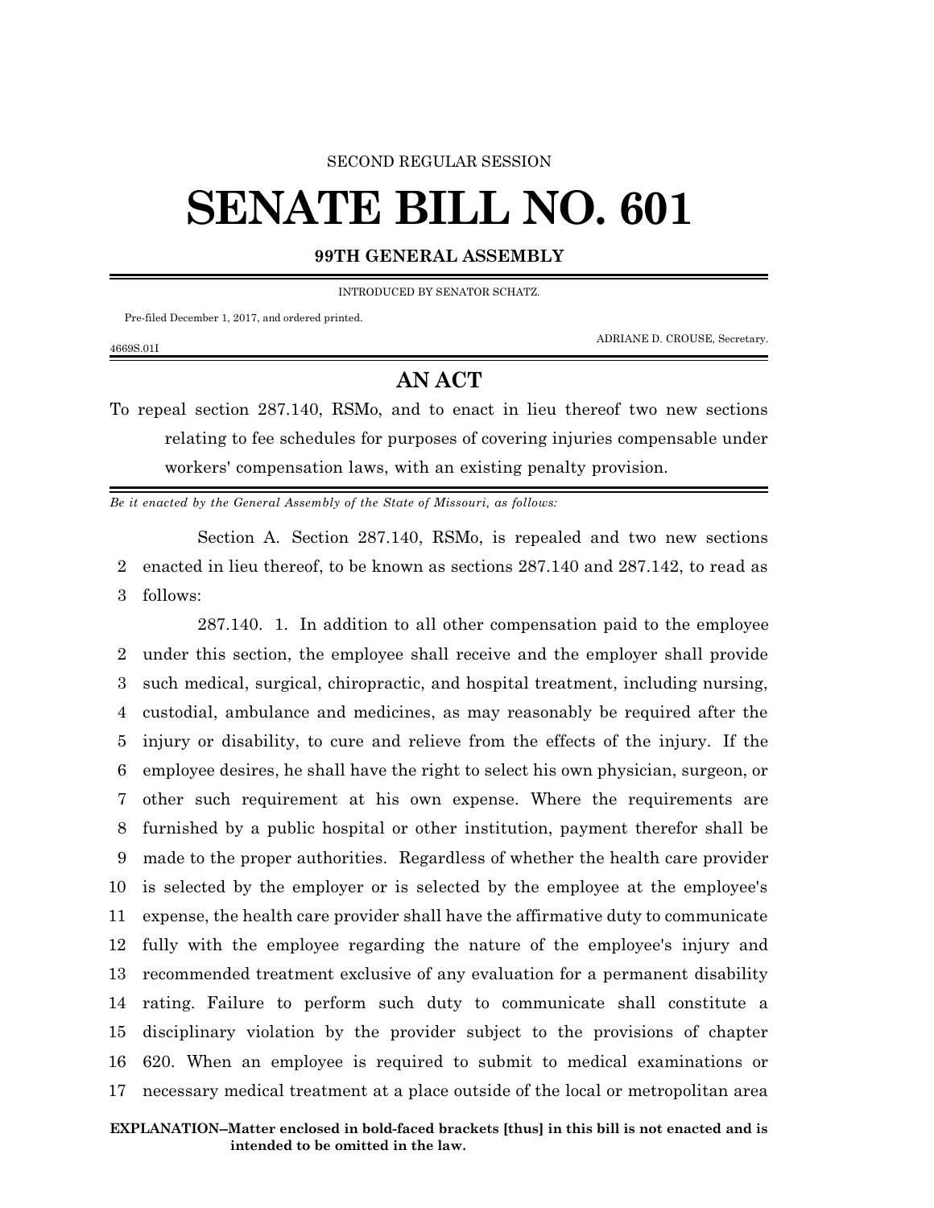SECOND REGULAR SESSION

# SENATE BILL NO. 601

**99TH GENERAL ASSEMBLY**

INTRODUCED BY SENATOR SCHATZ.

Pre-filed December 1, 2017, and ordered printed.

ADRIANE D. CROUSE, Secretary.

4669S.01I

## AN ACT

To repeal section 287.140, RSMo, and to enact in lieu thereof two new sections relating to fee schedules for purposes of covering injuries compensable under workers' compensation laws, with an existing penalty provision.

*Be it enacted by the General Assembly of the State of Missouri, as follows:*

Section A. Section 287.140, RSMo, is repealed and two new sections enacted in lieu thereof, to be known as sections 287.140 and 287.142, to read as follows:

287.140. 1. In addition to all other compensation paid to the employee under this section, the employee shall receive and the employer shall provide such medical, surgical, chiropractic, and hospital treatment, including nursing, custodial, ambulance and medicines, as may reasonably be required after the injury or disability, to cure and relieve from the effects of the injury. If the employee desires, he shall have the right to select his own physician, surgeon, or other such requirement at his own expense. Where the requirements are furnished by a public hospital or other institution, payment therefor shall be made to the proper authorities. Regardless of whether the health care provider is selected by the employer or is selected by the employee at the employee's expense, the health care provider shall have the affirmative duty to communicate fully with the employee regarding the nature of the employee's injury and recommended treatment exclusive of any evaluation for a permanent disability rating. Failure to perform such duty to communicate shall constitute a disciplinary violation by the provider subject to the provisions of chapter 620. When an employee is required to submit to medical examinations or necessary medical treatment at a place outside of the local or metropolitan area

**EXPLANATION–Matter enclosed in bold-faced brackets [thus] in this bill is not enacted and is intended to be omitted in the law.**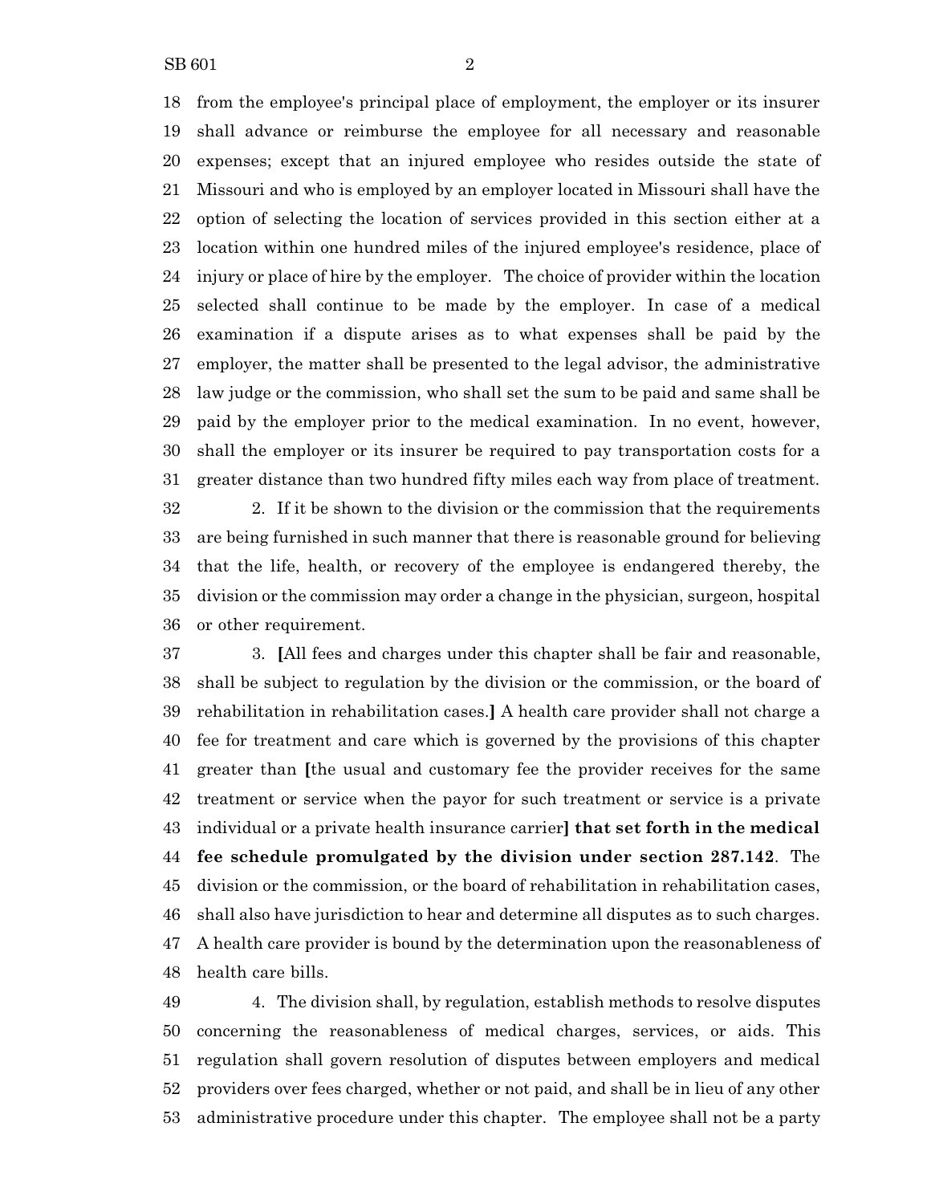from the employee's principal place of employment, the employer or its insurer shall advance or reimburse the employee for all necessary and reasonable expenses; except that an injured employee who resides outside the state of Missouri and who is employed by an employer located in Missouri shall have the option of selecting the location of services provided in this section either at a location within one hundred miles of the injured employee's residence, place of injury or place of hire by the employer. The choice of provider within the location selected shall continue to be made by the employer. In case of a medical examination if a dispute arises as to what expenses shall be paid by the employer, the matter shall be presented to the legal advisor, the administrative law judge or the commission, who shall set the sum to be paid and same shall be paid by the employer prior to the medical examination. In no event, however, shall the employer or its insurer be required to pay transportation costs for a greater distance than two hundred fifty miles each way from place of treatment.

2. If it be shown to the division or the commission that the requirements are being furnished in such manner that there is reasonable ground for believing that the life, health, or recovery of the employee is endangered thereby, the division or the commission may order a change in the physician, surgeon, hospital or other requirement.

3. [All fees and charges under this chapter shall be fair and reasonable, shall be subject to regulation by the division or the commission, or the board of rehabilitation in rehabilitation cases.] A health care provider shall not charge a fee for treatment and care which is governed by the provisions of this chapter greater than [the usual and customary fee the provider receives for the same treatment or service when the payor for such treatment or service is a private individual or a private health insurance carrier] **that set forth in the medical fee schedule promulgated by the division under section 287.142**. The division or the commission, or the board of rehabilitation in rehabilitation cases, shall also have jurisdiction to hear and determine all disputes as to such charges. A health care provider is bound by the determination upon the reasonableness of health care bills.

4. The division shall, by regulation, establish methods to resolve disputes concerning the reasonableness of medical charges, services, or aids. This regulation shall govern resolution of disputes between employers and medical providers over fees charged, whether or not paid, and shall be in lieu of any other administrative procedure under this chapter. The employee shall not be a party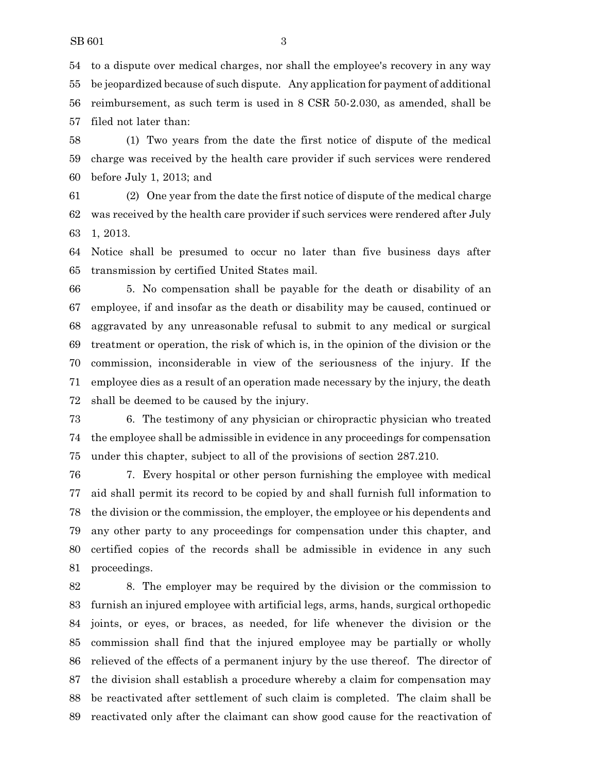to a dispute over medical charges, nor shall the employee's recovery in any way be jeopardized because of such dispute. Any application for payment of additional reimbursement, as such term is used in 8 CSR 50-2.030, as amended, shall be filed not later than:

(1) Two years from the date the first notice of dispute of the medical charge was received by the health care provider if such services were rendered before July 1, 2013; and

(2) One year from the date the first notice of dispute of the medical charge was received by the health care provider if such services were rendered after July 1, 2013.

Notice shall be presumed to occur no later than five business days after transmission by certified United States mail.

5. No compensation shall be payable for the death or disability of an employee, if and insofar as the death or disability may be caused, continued or aggravated by any unreasonable refusal to submit to any medical or surgical treatment or operation, the risk of which is, in the opinion of the division or the commission, inconsiderable in view of the seriousness of the injury. If the employee dies as a result of an operation made necessary by the injury, the death shall be deemed to be caused by the injury.

6. The testimony of any physician or chiropractic physician who treated the employee shall be admissible in evidence in any proceedings for compensation under this chapter, subject to all of the provisions of section 287.210.

7. Every hospital or other person furnishing the employee with medical aid shall permit its record to be copied by and shall furnish full information to the division or the commission, the employer, the employee or his dependents and any other party to any proceedings for compensation under this chapter, and certified copies of the records shall be admissible in evidence in any such proceedings.

8. The employer may be required by the division or the commission to furnish an injured employee with artificial legs, arms, hands, surgical orthopedic joints, or eyes, or braces, as needed, for life whenever the division or the commission shall find that the injured employee may be partially or wholly relieved of the effects of a permanent injury by the use thereof. The director of the division shall establish a procedure whereby a claim for compensation may be reactivated after settlement of such claim is completed. The claim shall be reactivated only after the claimant can show good cause for the reactivation of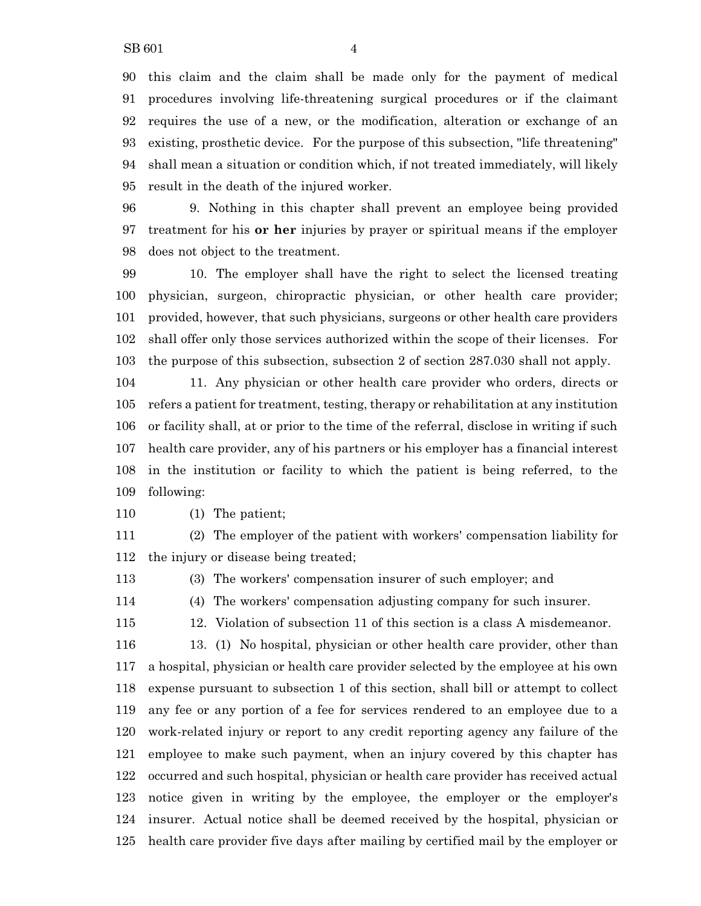this claim and the claim shall be made only for the payment of medical procedures involving life-threatening surgical procedures or if the claimant requires the use of a new, or the modification, alteration or exchange of an existing, prosthetic device. For the purpose of this subsection, "life threatening" shall mean a situation or condition which, if not treated immediately, will likely result in the death of the injured worker.

9. Nothing in this chapter shall prevent an employee being provided treatment for his **or her** injuries by prayer or spiritual means if the employer does not object to the treatment.

10. The employer shall have the right to select the licensed treating physician, surgeon, chiropractic physician, or other health care provider; provided, however, that such physicians, surgeons or other health care providers shall offer only those services authorized within the scope of their licenses. For the purpose of this subsection, subsection 2 of section 287.030 shall not apply.

11. Any physician or other health care provider who orders, directs or refers a patient for treatment, testing, therapy or rehabilitation at any institution or facility shall, at or prior to the time of the referral, disclose in writing if such health care provider, any of his partners or his employer has a financial interest in the institution or facility to which the patient is being referred, to the following:

(1) The patient;

(2) The employer of the patient with workers' compensation liability for the injury or disease being treated;

(3) The workers' compensation insurer of such employer; and

(4) The workers' compensation adjusting company for such insurer.

12. Violation of subsection 11 of this section is a class A misdemeanor.

13. (1) No hospital, physician or other health care provider, other than a hospital, physician or health care provider selected by the employee at his own expense pursuant to subsection 1 of this section, shall bill or attempt to collect any fee or any portion of a fee for services rendered to an employee due to a work-related injury or report to any credit reporting agency any failure of the employee to make such payment, when an injury covered by this chapter has occurred and such hospital, physician or health care provider has received actual notice given in writing by the employee, the employer or the employer's insurer. Actual notice shall be deemed received by the hospital, physician or health care provider five days after mailing by certified mail by the employer or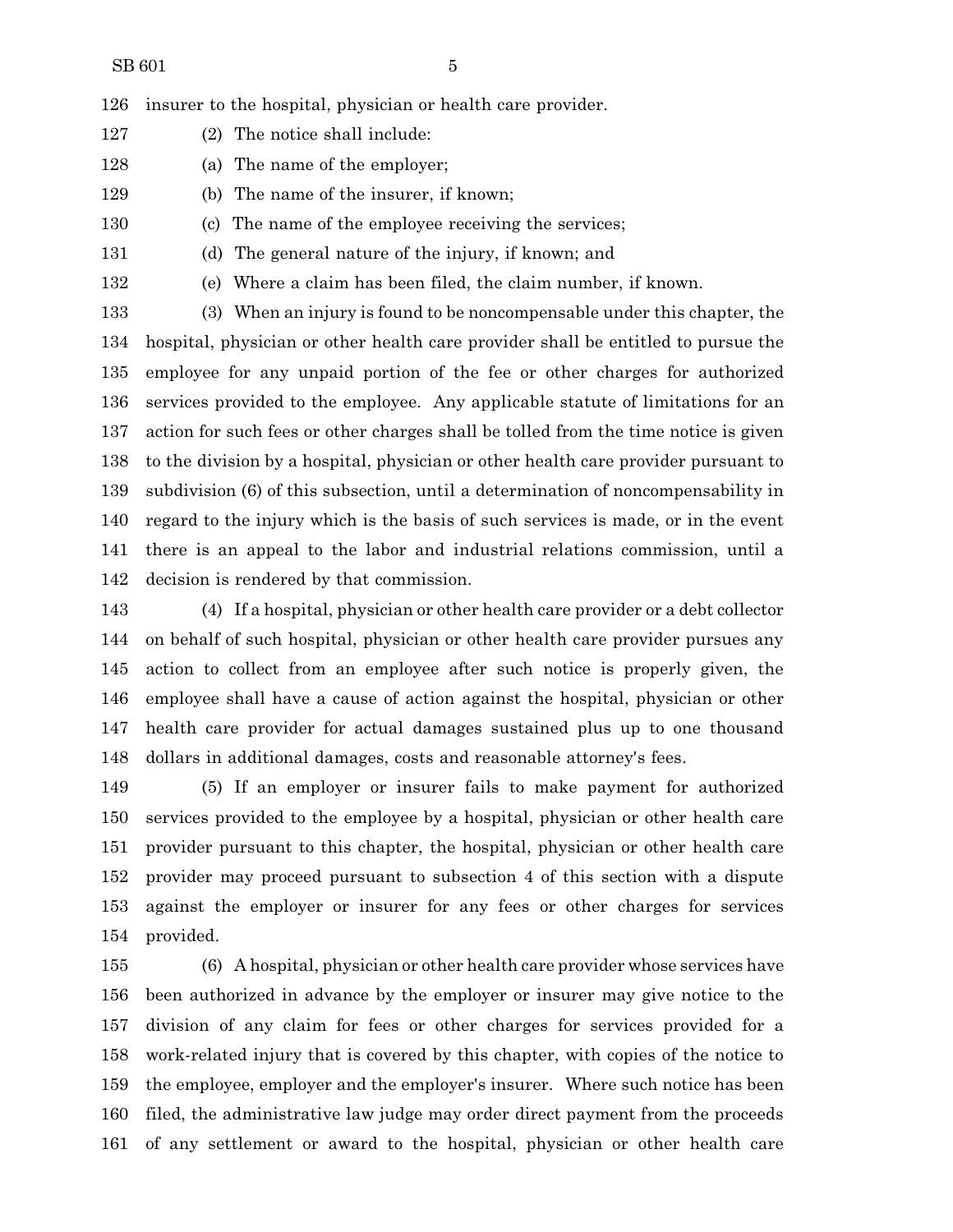insurer to the hospital, physician or health care provider.

(2) The notice shall include:

(a) The name of the employer;

(b) The name of the insurer, if known;

(c) The name of the employee receiving the services;

(d) The general nature of the injury, if known; and

(e) Where a claim has been filed, the claim number, if known.

(3) When an injury is found to be noncompensable under this chapter, the hospital, physician or other health care provider shall be entitled to pursue the employee for any unpaid portion of the fee or other charges for authorized services provided to the employee. Any applicable statute of limitations for an action for such fees or other charges shall be tolled from the time notice is given to the division by a hospital, physician or other health care provider pursuant to subdivision (6) of this subsection, until a determination of noncompensability in regard to the injury which is the basis of such services is made, or in the event there is an appeal to the labor and industrial relations commission, until a decision is rendered by that commission.

(4) If a hospital, physician or other health care provider or a debt collector on behalf of such hospital, physician or other health care provider pursues any action to collect from an employee after such notice is properly given, the employee shall have a cause of action against the hospital, physician or other health care provider for actual damages sustained plus up to one thousand dollars in additional damages, costs and reasonable attorney's fees.

(5) If an employer or insurer fails to make payment for authorized services provided to the employee by a hospital, physician or other health care provider pursuant to this chapter, the hospital, physician or other health care provider may proceed pursuant to subsection 4 of this section with a dispute against the employer or insurer for any fees or other charges for services provided.

(6) A hospital, physician or other health care provider whose services have been authorized in advance by the employer or insurer may give notice to the division of any claim for fees or other charges for services provided for a work-related injury that is covered by this chapter, with copies of the notice to the employee, employer and the employer's insurer. Where such notice has been filed, the administrative law judge may order direct payment from the proceeds of any settlement or award to the hospital, physician or other health care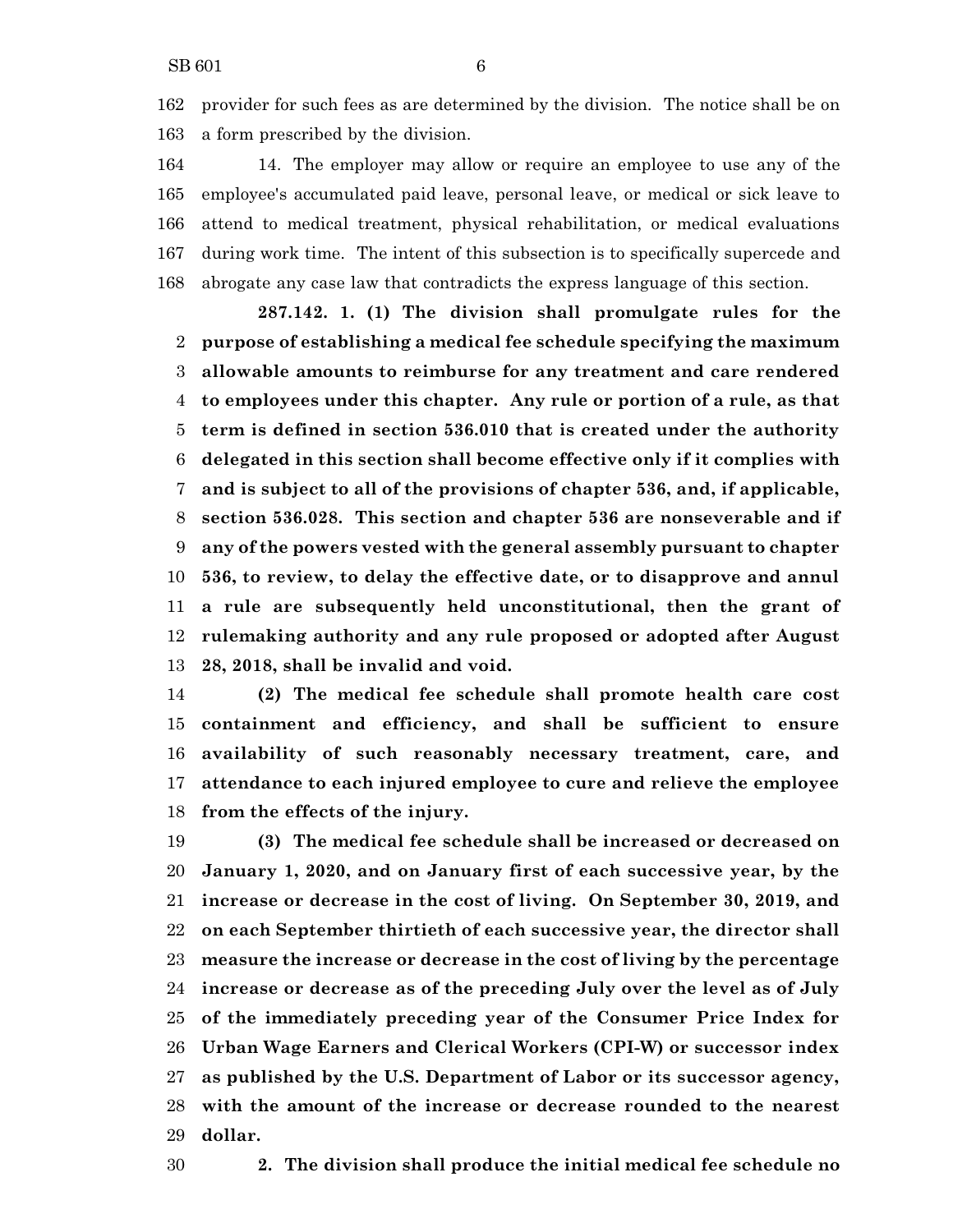provider for such fees as are determined by the division. The notice shall be on a form prescribed by the division.

14. The employer may allow or require an employee to use any of the employee's accumulated paid leave, personal leave, or medical or sick leave to attend to medical treatment, physical rehabilitation, or medical evaluations during work time. The intent of this subsection is to specifically supercede and abrogate any case law that contradicts the express language of this section.

**287.142. 1. (1) The division shall promulgate rules for the purpose of establishing a medical fee schedule specifying the maximum allowable amounts to reimburse for any treatment and care rendered to employees under this chapter. Any rule or portion of a rule, as that term is defined in section 536.010 that is created under the authority delegated in this section shall become effective only if it complies with and is subject to all of the provisions of chapter 536, and, if applicable, section 536.028. This section and chapter 536 are nonseverable and if any of the powers vested with the general assembly pursuant to chapter 536, to review, to delay the effective date, or to disapprove and annul a rule are subsequently held unconstitutional, then the grant of rulemaking authority and any rule proposed or adopted after August 28, 2018, shall be invalid and void.**

**(2) The medical fee schedule shall promote health care cost containment and efficiency, and shall be sufficient to ensure availability of such reasonably necessary treatment, care, and attendance to each injured employee to cure and relieve the employee from the effects of the injury.**

**(3) The medical fee schedule shall be increased or decreased on January 1, 2020, and on January first of each successive year, by the increase or decrease in the cost of living. On September 30, 2019, and on each September thirtieth of each successive year, the director shall measure the increase or decrease in the cost of living by the percentage increase or decrease as of the preceding July over the level as of July of the immediately preceding year of the Consumer Price Index for Urban Wage Earners and Clerical Workers (CPI-W) or successor index as published by the U.S. Department of Labor or its successor agency, with the amount of the increase or decrease rounded to the nearest dollar.**

**2. The division shall produce the initial medical fee schedule no**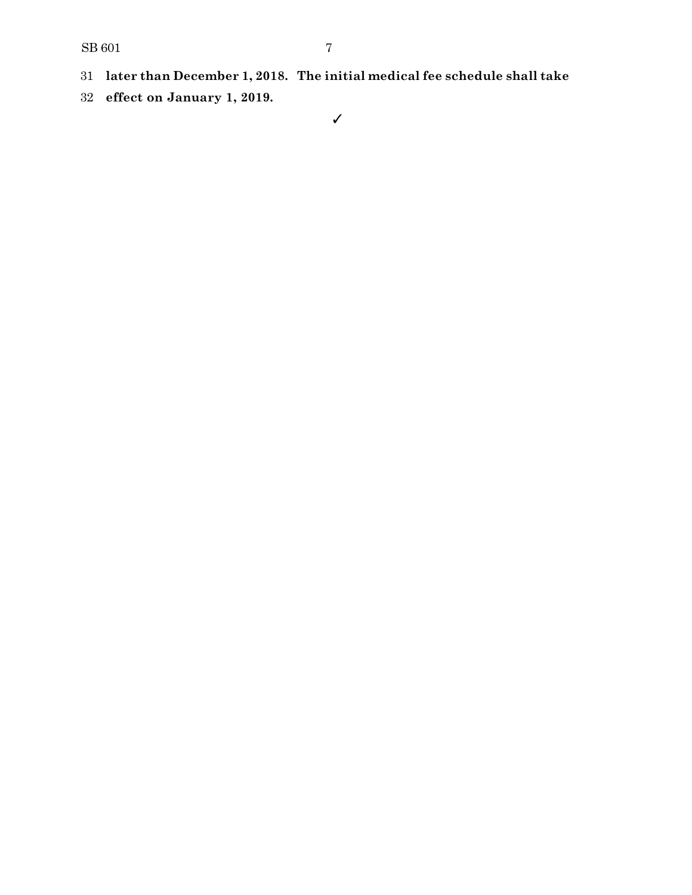31 **later than December 1, 2018. The initial medical fee schedule shall take**
32 **effect on January 1, 2019.**

✓